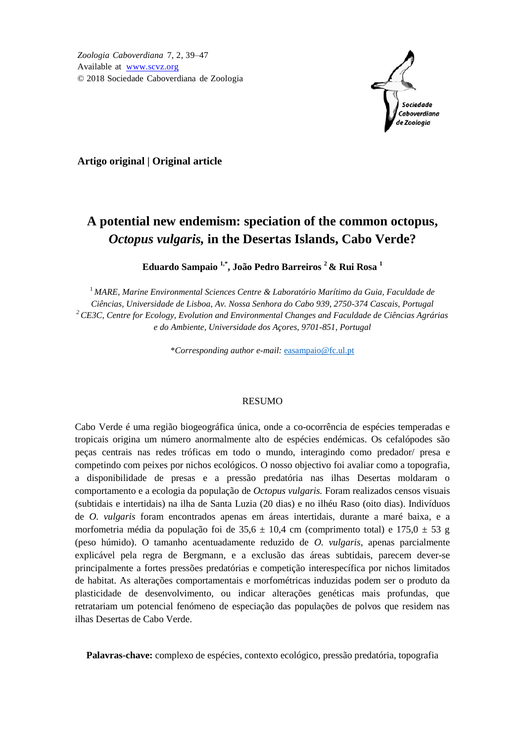Zoologia Caboverdiana 7, 2, 39–47
Available at www.scvz.org
© 2018 Sociedade Caboverdiana de Zoologia

**Artigo original | Original article**

# A potential new endemism: speciation of the common octopus, *Octopus vulgaris*, in the Desertas Islands, Cabo Verde?

**Eduardo Sampaio [1,*], João Pedro Barreiros [2] & Rui Rosa [1]**

[1] *MARE, Marine Environmental Sciences Centre & Laboratório Marítimo da Guia, Faculdade de Ciências, Universidade de Lisboa, Av. Nossa Senhora do Cabo 939, 2750-374 Cascais, Portugal*
[2] *CE3C, Centre for Ecology, Evolution and Environmental Changes and Faculdade de Ciências Agrárias e do Ambiente, Universidade dos Açores, 9701-851, Portugal*

*\*Corresponding author e-mail:* easampaio@fc.ul.pt

## RESUMO

Cabo Verde é uma região biogeográfica única, onde a co-ocorrência de espécies temperadas e tropicais origina um número anormalmente alto de espécies endémicas. Os cefalópodes são peças centrais nas redes tróficas em todo o mundo, interagindo como predador/ presa e competindo com peixes por nichos ecológicos. O nosso objectivo foi avaliar como a topografia, a disponibilidade de presas e a pressão predatória nas ilhas Desertas moldaram o comportamento e a ecologia da população de *Octopus vulgaris.* Foram realizados censos visuais (subtidais e intertidais) na ilha de Santa Luzia (20 dias) e no ilhéu Raso (oito dias). Indivíduos de *O. vulgaris* foram encontrados apenas em áreas intertidais, durante a maré baixa, e a morfometria média da população foi de 35,6 ± 10,4 cm (comprimento total) e 175,0 ± 53 g (peso húmido). O tamanho acentuadamente reduzido de *O. vulgaris*, apenas parcialmente explicável pela regra de Bergmann, e a exclusão das áreas subtidais, parecem dever-se principalmente a fortes pressões predatórias e competição interespecífica por nichos limitados de habitat. As alterações comportamentais e morfométricas induzidas podem ser o produto da plasticidade de desenvolvimento, ou indicar alterações genéticas mais profundas, que retratariam um potencial fenómeno de especiação das populações de polvos que residem nas ilhas Desertas de Cabo Verde.

**Palavras-chave:** complexo de espécies, contexto ecológico, pressão predatória, topografia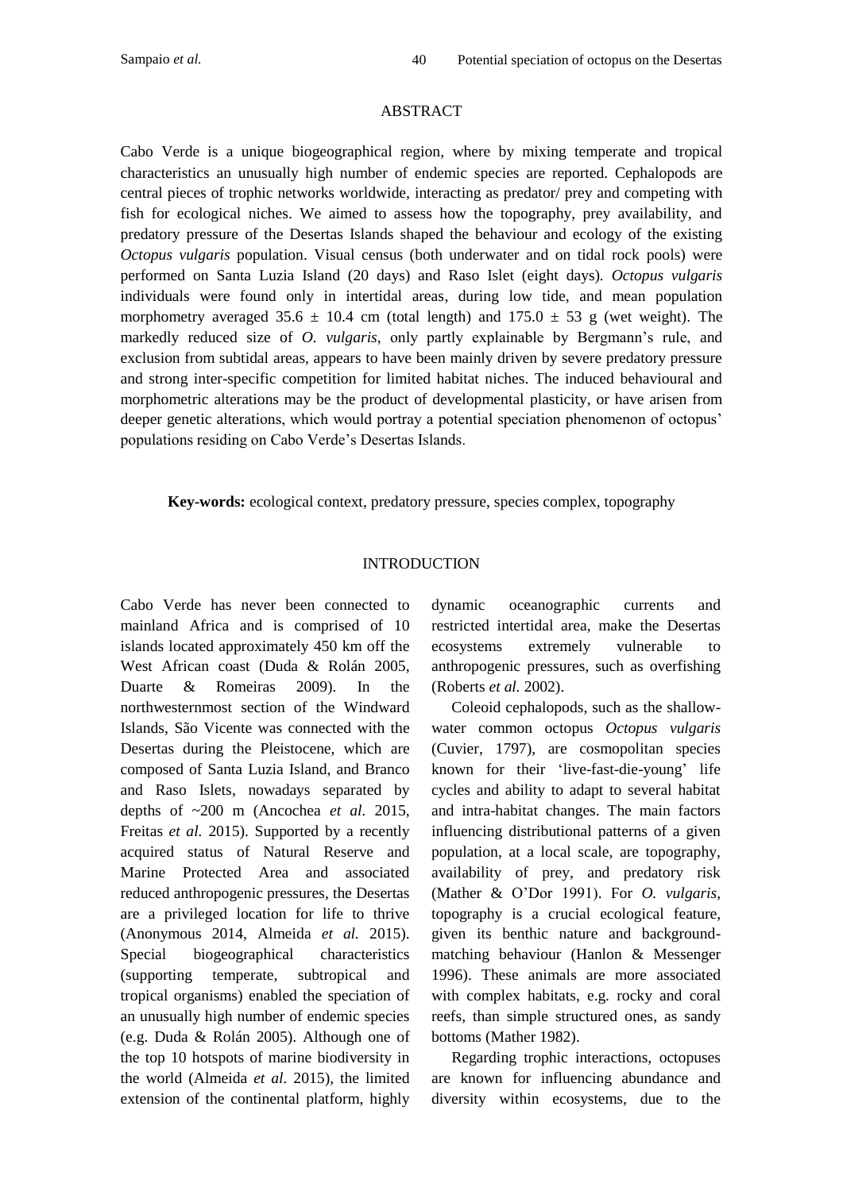## ABSTRACT

Cabo Verde is a unique biogeographical region, where by mixing temperate and tropical characteristics an unusually high number of endemic species are reported. Cephalopods are central pieces of trophic networks worldwide, interacting as predator/ prey and competing with fish for ecological niches. We aimed to assess how the topography, prey availability, and predatory pressure of the Desertas Islands shaped the behaviour and ecology of the existing *Octopus vulgaris* population. Visual census (both underwater and on tidal rock pools) were performed on Santa Luzia Island (20 days) and Raso Islet (eight days). *Octopus vulgaris* individuals were found only in intertidal areas, during low tide, and mean population morphometry averaged 35.6 ± 10.4 cm (total length) and 175.0 ± 53 g (wet weight). The markedly reduced size of *O. vulgaris*, only partly explainable by Bergmann's rule, and exclusion from subtidal areas, appears to have been mainly driven by severe predatory pressure and strong inter-specific competition for limited habitat niches. The induced behavioural and morphometric alterations may be the product of developmental plasticity, or have arisen from deeper genetic alterations, which would portray a potential speciation phenomenon of octopus' populations residing on Cabo Verde's Desertas Islands.

**Key-words:** ecological context, predatory pressure, species complex, topography

## INTRODUCTION

Cabo Verde has never been connected to mainland Africa and is comprised of 10 islands located approximately 450 km off the West African coast (Duda & Rolán 2005, Duarte & Romeiras 2009). In the northwesternmost section of the Windward Islands, São Vicente was connected with the Desertas during the Pleistocene, which are composed of Santa Luzia Island, and Branco and Raso Islets, nowadays separated by depths of ~200 m (Ancochea *et al.* 2015, Freitas *et al.* 2015). Supported by a recently acquired status of Natural Reserve and Marine Protected Area and associated reduced anthropogenic pressures, the Desertas are a privileged location for life to thrive (Anonymous 2014, Almeida *et al.* 2015). Special biogeographical characteristics (supporting temperate, subtropical and tropical organisms) enabled the speciation of an unusually high number of endemic species (e.g. Duda & Rolán 2005). Although one of the top 10 hotspots of marine biodiversity in the world (Almeida *et al.* 2015), the limited extension of the continental platform, highly dynamic oceanographic currents and restricted intertidal area, make the Desertas ecosystems extremely vulnerable to anthropogenic pressures, such as overfishing (Roberts *et al.* 2002).

Coleoid cephalopods, such as the shallow-water common octopus *Octopus vulgaris* (Cuvier, 1797), are cosmopolitan species known for their 'live-fast-die-young' life cycles and ability to adapt to several habitat and intra-habitat changes. The main factors influencing distributional patterns of a given population, at a local scale, are topography, availability of prey, and predatory risk (Mather & O'Dor 1991). For *O. vulgaris*, topography is a crucial ecological feature, given its benthic nature and background-matching behaviour (Hanlon & Messenger 1996). These animals are more associated with complex habitats, e.g. rocky and coral reefs, than simple structured ones, as sandy bottoms (Mather 1982).

Regarding trophic interactions, octopuses are known for influencing abundance and diversity within ecosystems, due to the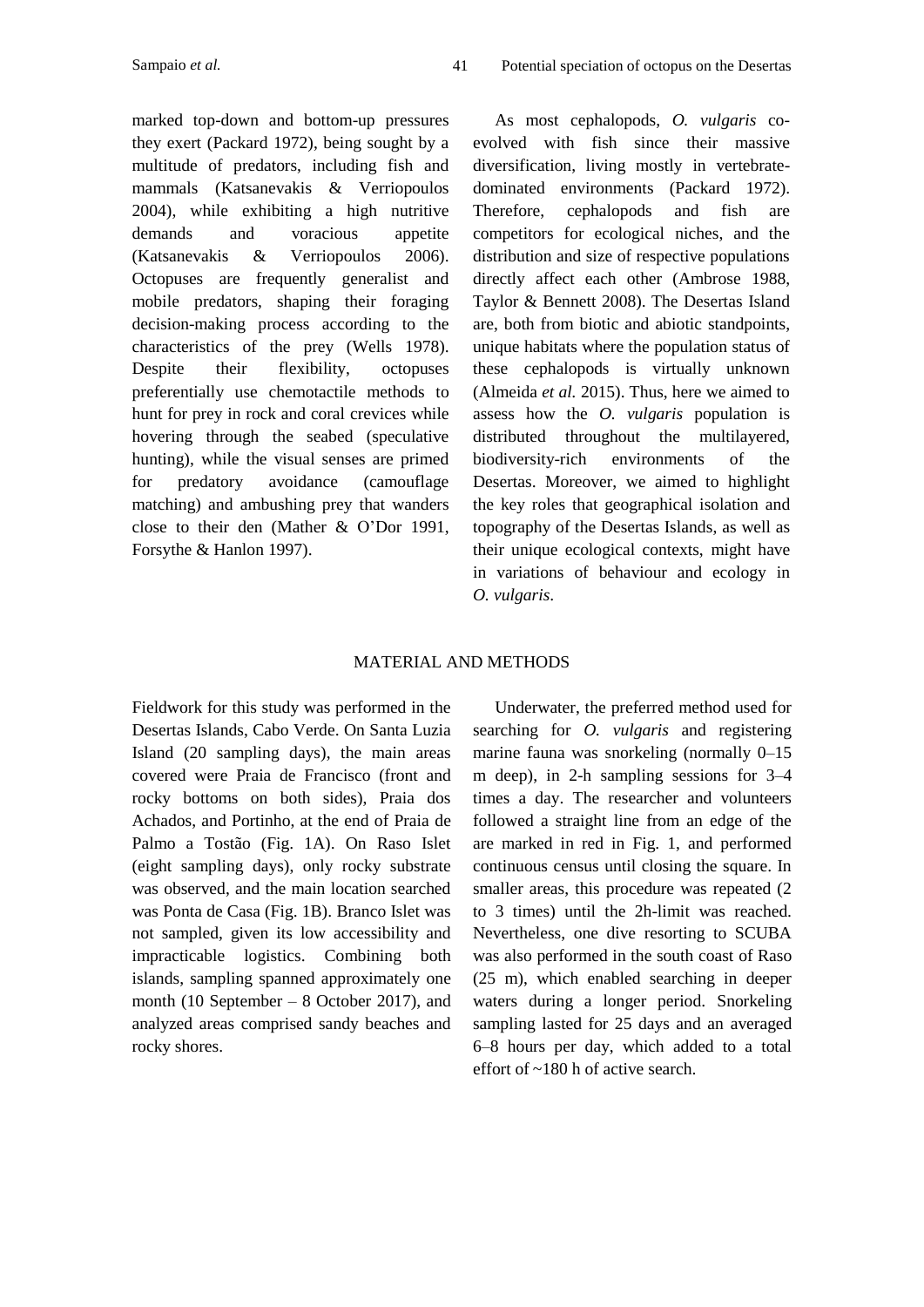marked top-down and bottom-up pressures they exert (Packard 1972), being sought by a multitude of predators, including fish and mammals (Katsanevakis & Verriopoulos 2004), while exhibiting a high nutritive demands and voracious appetite (Katsanevakis & Verriopoulos 2006). Octopuses are frequently generalist and mobile predators, shaping their foraging decision-making process according to the characteristics of the prey (Wells 1978). Despite their flexibility, octopuses preferentially use chemotactile methods to hunt for prey in rock and coral crevices while hovering through the seabed (speculative hunting), while the visual senses are primed for predatory avoidance (camouflage matching) and ambushing prey that wanders close to their den (Mather & O'Dor 1991, Forsythe & Hanlon 1997).

As most cephalopods, *O. vulgaris* co-evolved with fish since their massive diversification, living mostly in vertebrate-dominated environments (Packard 1972). Therefore, cephalopods and fish are competitors for ecological niches, and the distribution and size of respective populations directly affect each other (Ambrose 1988, Taylor & Bennett 2008). The Desertas Island are, both from biotic and abiotic standpoints, unique habitats where the population status of these cephalopods is virtually unknown (Almeida *et al.* 2015). Thus, here we aimed to assess how the *O. vulgaris* population is distributed throughout the multilayered, biodiversity-rich environments of the Desertas. Moreover, we aimed to highlight the key roles that geographical isolation and topography of the Desertas Islands, as well as their unique ecological contexts, might have in variations of behaviour and ecology in *O. vulgaris*.

## MATERIAL AND METHODS

Fieldwork for this study was performed in the Desertas Islands, Cabo Verde. On Santa Luzia Island (20 sampling days), the main areas covered were Praia de Francisco (front and rocky bottoms on both sides), Praia dos Achados, and Portinho, at the end of Praia de Palmo a Tostão (Fig. 1A). On Raso Islet (eight sampling days), only rocky substrate was observed, and the main location searched was Ponta de Casa (Fig. 1B). Branco Islet was not sampled, given its low accessibility and impracticable logistics. Combining both islands, sampling spanned approximately one month (10 September – 8 October 2017), and analyzed areas comprised sandy beaches and rocky shores.

Underwater, the preferred method used for searching for *O. vulgaris* and registering marine fauna was snorkeling (normally 0–15 m deep), in 2-h sampling sessions for 3–4 times a day. The researcher and volunteers followed a straight line from an edge of the are marked in red in Fig. 1, and performed continuous census until closing the square. In smaller areas, this procedure was repeated (2 to 3 times) until the 2h-limit was reached. Nevertheless, one dive resorting to SCUBA was also performed in the south coast of Raso (25 m), which enabled searching in deeper waters during a longer period. Snorkeling sampling lasted for 25 days and an averaged 6–8 hours per day, which added to a total effort of ~180 h of active search.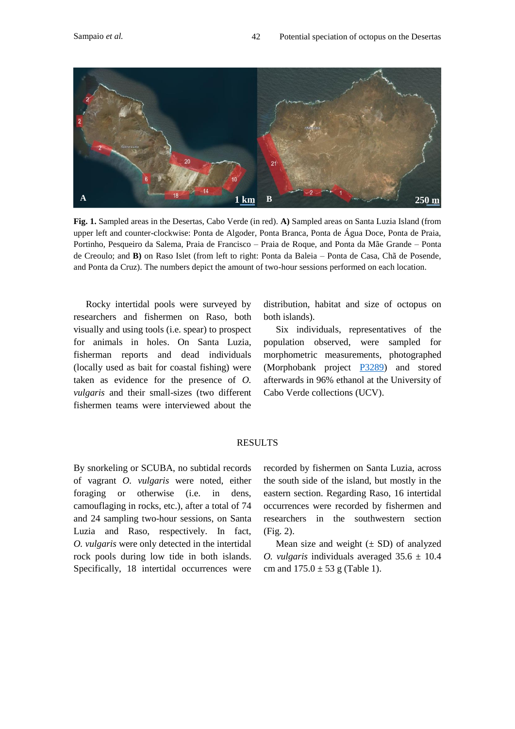**Fig. 1.** Sampled areas in the Desertas, Cabo Verde (in red). **A)** Sampled areas on Santa Luzia Island (from upper left and counter-clockwise: Ponta de Algoder, Ponta Branca, Ponta de Água Doce, Ponta de Praia, Portinho, Pesqueiro da Salema, Praia de Francisco – Praia de Roque, and Ponta da Mãe Grande – Ponta de Creoulo; and **B)** on Raso Islet (from left to right: Ponta da Baleia – Ponta de Casa, Chã de Posende, and Ponta da Cruz). The numbers depict the amount of two-hour sessions performed on each location.

Rocky intertidal pools were surveyed by researchers and fishermen on Raso, both visually and using tools (i.e. spear) to prospect for animals in holes. On Santa Luzia, fisherman reports and dead individuals (locally used as bait for coastal fishing) were taken as evidence for the presence of *O. vulgaris* and their small-sizes (two different fishermen teams were interviewed about the distribution, habitat and size of octopus on both islands).

Six individuals, representatives of the population observed, were sampled for morphometric measurements, photographed (Morphobank project P3289) and stored afterwards in 96% ethanol at the University of Cabo Verde collections (UCV).

## RESULTS

By snorkeling or SCUBA, no subtidal records of vagrant *O. vulgaris* were noted, either foraging or otherwise (i.e. in dens, camouflaging in rocks, etc.), after a total of 74 and 24 sampling two-hour sessions, on Santa Luzia and Raso, respectively. In fact, *O. vulgaris* were only detected in the intertidal rock pools during low tide in both islands. Specifically, 18 intertidal occurrences were recorded by fishermen on Santa Luzia, across the south side of the island, but mostly in the eastern section. Regarding Raso, 16 intertidal occurrences were recorded by fishermen and researchers in the southwestern section (Fig. 2).

Mean size and weight (± SD) of analyzed *O. vulgaris* individuals averaged 35.6 ± 10.4 cm and 175.0 ± 53 g (Table 1).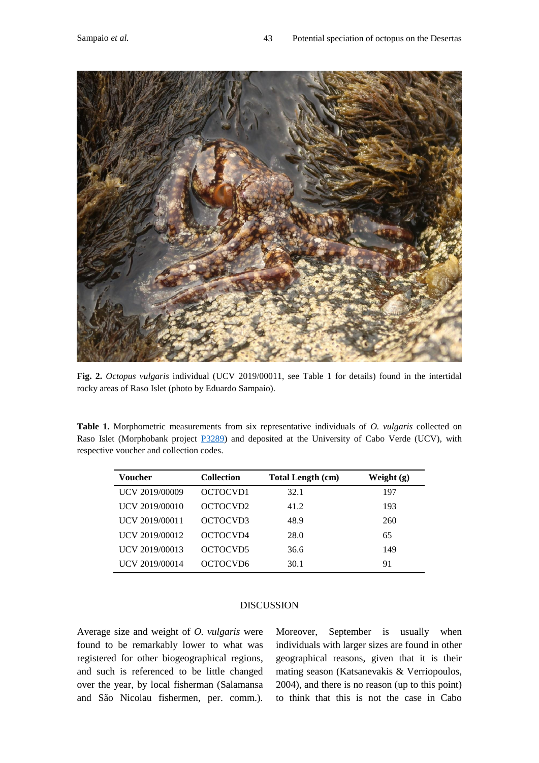**Fig. 2.** *Octopus vulgaris* individual (UCV 2019/00011, see Table 1 for details) found in the intertidal rocky areas of Raso Islet (photo by Eduardo Sampaio).

**Table 1.** Morphometric measurements from six representative individuals of *O. vulgaris* collected on Raso Islet (Morphobank project P3289) and deposited at the University of Cabo Verde (UCV), with respective voucher and collection codes.

| Voucher | Collection | Total Length (cm) | Weight (g) |
|---|---|---|---|
| UCV 2019/00009 | OCTOCVD1 | 32.1 | 197 |
| UCV 2019/00010 | OCTOCVD2 | 41.2 | 193 |
| UCV 2019/00011 | OCTOCVD3 | 48.9 | 260 |
| UCV 2019/00012 | OCTOCVD4 | 28.0 | 65 |
| UCV 2019/00013 | OCTOCVD5 | 36.6 | 149 |
| UCV 2019/00014 | OCTOCVD6 | 30.1 | 91 |

## DISCUSSION

Average size and weight of *O. vulgaris* were found to be remarkably lower to what was registered for other biogeographical regions, and such is referenced to be little changed over the year, by local fisherman (Salamansa and São Nicolau fishermen, per. comm.). Moreover, September is usually when individuals with larger sizes are found in other geographical reasons, given that it is their mating season (Katsanevakis & Verriopoulos, 2004), and there is no reason (up to this point) to think that this is not the case in Cabo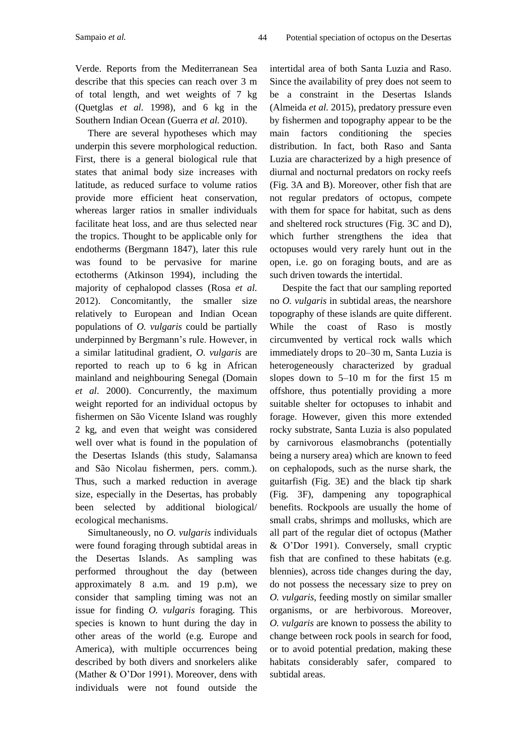Verde. Reports from the Mediterranean Sea describe that this species can reach over 3 m of total length, and wet weights of 7 kg (Quetglas *et al.* 1998), and 6 kg in the Southern Indian Ocean (Guerra *et al.* 2010).

There are several hypotheses which may underpin this severe morphological reduction. First, there is a general biological rule that states that animal body size increases with latitude, as reduced surface to volume ratios provide more efficient heat conservation, whereas larger ratios in smaller individuals facilitate heat loss, and are thus selected near the tropics. Thought to be applicable only for endotherms (Bergmann 1847), later this rule was found to be pervasive for marine ectotherms (Atkinson 1994), including the majority of cephalopod classes (Rosa *et al.* 2012). Concomitantly, the smaller size relatively to European and Indian Ocean populations of *O. vulgaris* could be partially underpinned by Bergmann's rule. However, in a similar latitudinal gradient, *O. vulgaris* are reported to reach up to 6 kg in African mainland and neighbouring Senegal (Domain *et al*. 2000). Concurrently, the maximum weight reported for an individual octopus by fishermen on São Vicente Island was roughly 2 kg, and even that weight was considered well over what is found in the population of the Desertas Islands (this study, Salamansa and São Nicolau fishermen, pers. comm.). Thus, such a marked reduction in average size, especially in the Desertas, has probably been selected by additional biological/ ecological mechanisms.

Simultaneously, no *O. vulgaris* individuals were found foraging through subtidal areas in the Desertas Islands. As sampling was performed throughout the day (between approximately 8 a.m. and 19 p.m), we consider that sampling timing was not an issue for finding *O. vulgaris* foraging. This species is known to hunt during the day in other areas of the world (e.g. Europe and America), with multiple occurrences being described by both divers and snorkelers alike (Mather & O'Dor 1991). Moreover, dens with individuals were not found outside the intertidal area of both Santa Luzia and Raso. Since the availability of prey does not seem to be a constraint in the Desertas Islands (Almeida *et al.* 2015), predatory pressure even by fishermen and topography appear to be the main factors conditioning the species distribution. In fact, both Raso and Santa Luzia are characterized by a high presence of diurnal and nocturnal predators on rocky reefs (Fig. 3A and B). Moreover, other fish that are not regular predators of octopus, compete with them for space for habitat, such as dens and sheltered rock structures (Fig. 3C and D), which further strengthens the idea that octopuses would very rarely hunt out in the open, i.e. go on foraging bouts, and are as such driven towards the intertidal.

Despite the fact that our sampling reported no *O. vulgaris* in subtidal areas, the nearshore topography of these islands are quite different. While the coast of Raso is mostly circumvented by vertical rock walls which immediately drops to 20–30 m, Santa Luzia is heterogeneously characterized by gradual slopes down to 5–10 m for the first 15 m offshore, thus potentially providing a more suitable shelter for octopuses to inhabit and forage. However, given this more extended rocky substrate, Santa Luzia is also populated by carnivorous elasmobranchs (potentially being a nursery area) which are known to feed on cephalopods, such as the nurse shark, the guitarfish (Fig. 3E) and the black tip shark (Fig. 3F), dampening any topographical benefits. Rockpools are usually the home of small crabs, shrimps and mollusks, which are all part of the regular diet of octopus (Mather & O'Dor 1991). Conversely, small cryptic fish that are confined to these habitats (e.g. blennies), across tide changes during the day, do not possess the necessary size to prey on *O. vulgaris*, feeding mostly on similar smaller organisms, or are herbivorous. Moreover, *O. vulgaris* are known to possess the ability to change between rock pools in search for food, or to avoid potential predation, making these habitats considerably safer, compared to subtidal areas.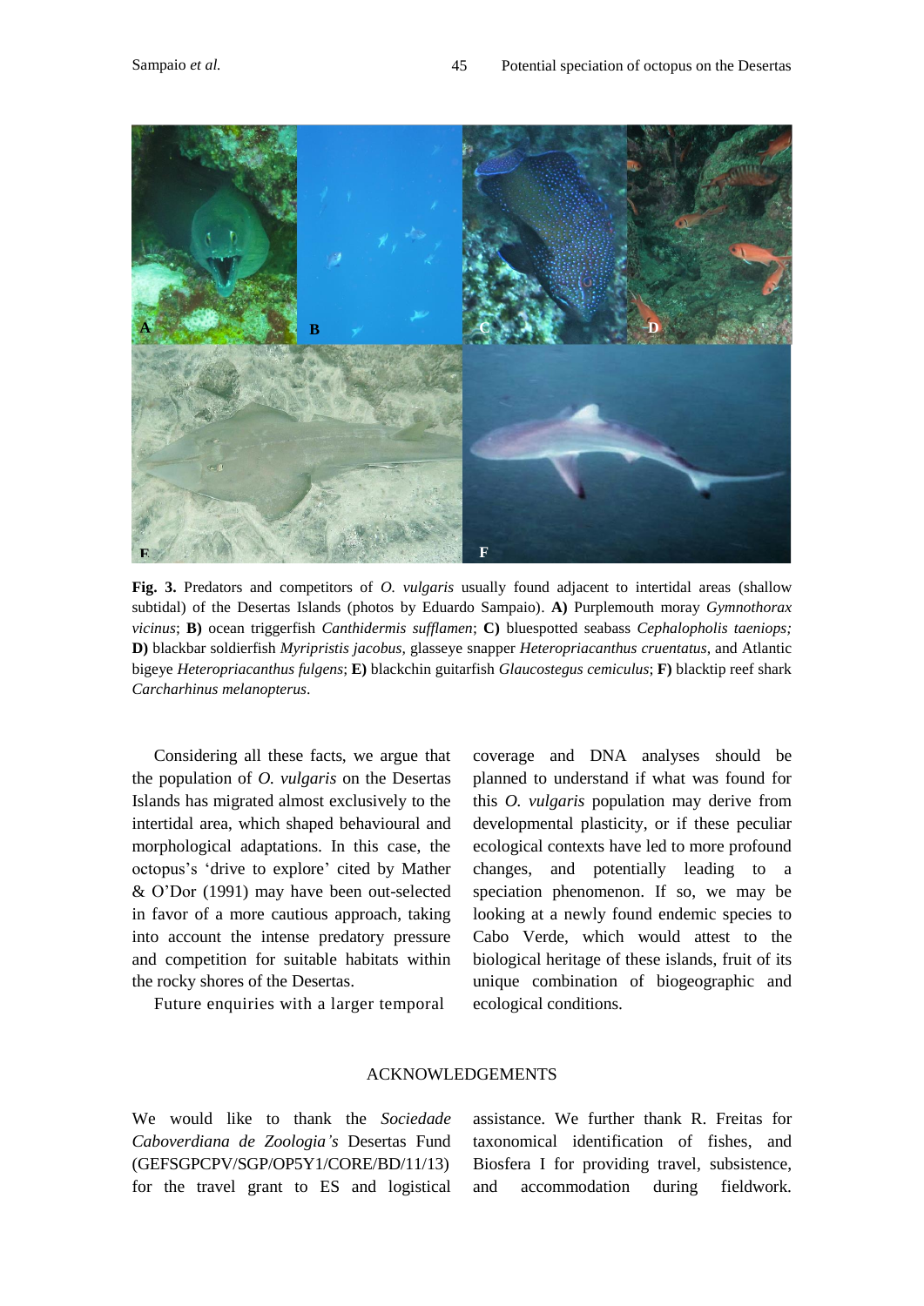**Fig. 3.** Predators and competitors of *O. vulgaris* usually found adjacent to intertidal areas (shallow subtidal) of the Desertas Islands (photos by Eduardo Sampaio). **A)** Purplemouth moray *Gymnothorax vicinus*; **B)** ocean triggerfish *Canthidermis sufflamen*; **C)** bluespotted seabass *Cephalopholis taeniops;* **D)** blackbar soldierfish *Myripristis jacobus,* glasseye snapper *Heteropriacanthus cruentatus*, and Atlantic bigeye *Heteropriacanthus fulgens*; **E)** blackchin guitarfish *Glaucostegus cemiculus*; **F)** blacktip reef shark *Carcharhinus melanopterus*.

Considering all these facts, we argue that the population of *O. vulgaris* on the Desertas Islands has migrated almost exclusively to the intertidal area, which shaped behavioural and morphological adaptations. In this case, the octopus's 'drive to explore' cited by Mather & O'Dor (1991) may have been out-selected in favor of a more cautious approach, taking into account the intense predatory pressure and competition for suitable habitats within the rocky shores of the Desertas.

Future enquiries with a larger temporal coverage and DNA analyses should be planned to understand if what was found for this *O. vulgaris* population may derive from developmental plasticity, or if these peculiar ecological contexts have led to more profound changes, and potentially leading to a speciation phenomenon. If so, we may be looking at a newly found endemic species to Cabo Verde, which would attest to the biological heritage of these islands, fruit of its unique combination of biogeographic and ecological conditions.

## ACKNOWLEDGEMENTS

We would like to thank the *Sociedade Caboverdiana de Zoologia's* Desertas Fund (GEFSGPCPV/SGP/OP5Y1/CORE/BD/11/13) for the travel grant to ES and logistical assistance. We further thank R. Freitas for taxonomical identification of fishes, and Biosfera I for providing travel, subsistence, and accommodation during fieldwork.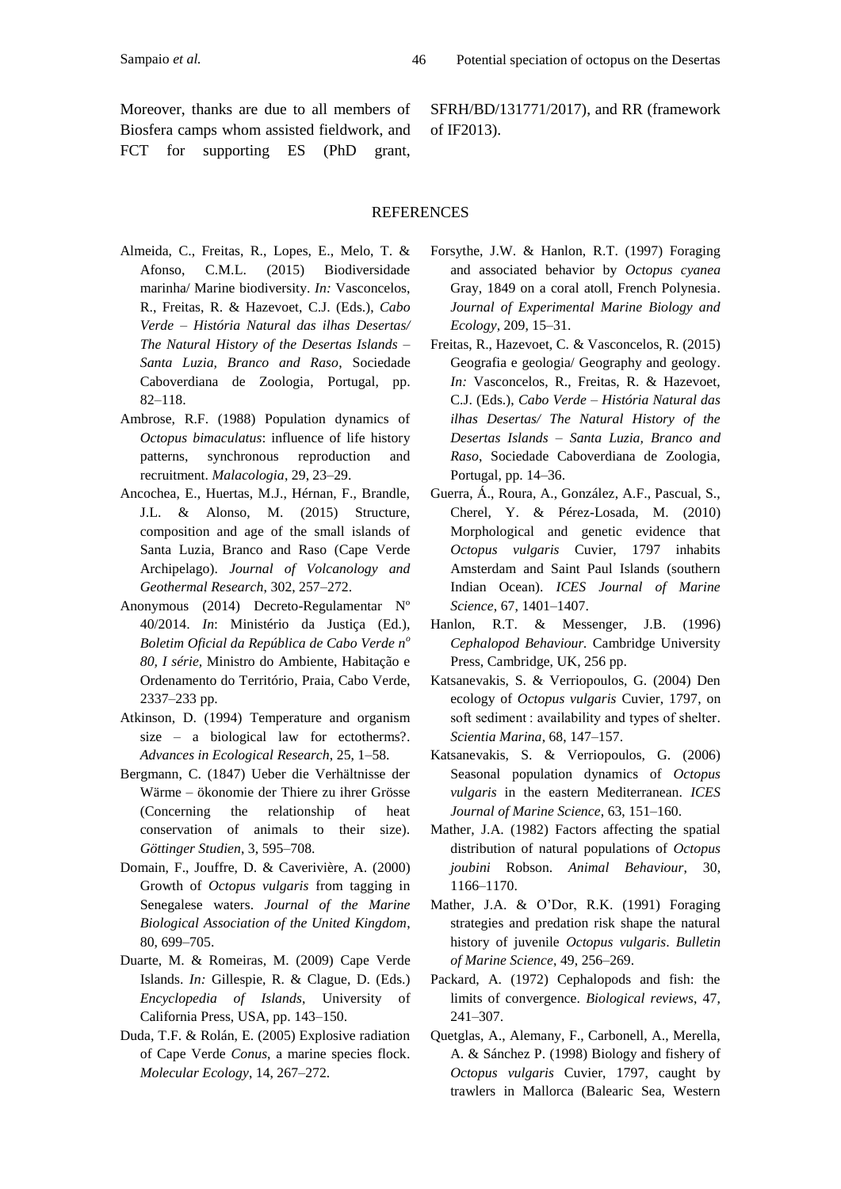Moreover, thanks are due to all members of Biosfera camps whom assisted fieldwork, and FCT for supporting ES (PhD grant, SFRH/BD/131771/2017), and RR (framework of IF2013).

## REFERENCES

Almeida, C., Freitas, R., Lopes, E., Melo, T. & Afonso, C.M.L. (2015) Biodiversidade marinha/ Marine biodiversity. *In:* Vasconcelos, R., Freitas, R. & Hazevoet, C.J. (Eds.), *Cabo Verde – História Natural das ilhas Desertas/ The Natural History of the Desertas Islands – Santa Luzia, Branco and Raso*, Sociedade Caboverdiana de Zoologia, Portugal, pp. 82–118.

Ambrose, R.F. (1988) Population dynamics of *Octopus bimaculatus*: influence of life history patterns, synchronous reproduction and recruitment. *Malacologia*, 29, 23–29.

Ancochea, E., Huertas, M.J., Hérnan, F., Brandle, J.L. & Alonso, M. (2015) Structure, composition and age of the small islands of Santa Luzia, Branco and Raso (Cape Verde Archipelago). *Journal of Volcanology and Geothermal Research*, 302, 257–272.

Anonymous (2014) Decreto-Regulamentar Nº 40/2014. *In*: Ministério da Justiça (Ed.), *Boletim Oficial da República de Cabo Verde nº 80, I série*, Ministro do Ambiente, Habitação e Ordenamento do Território, Praia, Cabo Verde, 2337–233 pp.

Atkinson, D. (1994) Temperature and organism size – a biological law for ectotherms?. *Advances in Ecological Research*, 25, 1–58.

Bergmann, C. (1847) Ueber die Verhältnisse der Wärme – ökonomie der Thiere zu ihrer Grösse (Concerning the relationship of heat conservation of animals to their size). *Göttinger Studien*, 3, 595–708.

Domain, F., Jouffre, D. & Caverivière, A. (2000) Growth of *Octopus vulgaris* from tagging in Senegalese waters. *Journal of the Marine Biological Association of the United Kingdom*, 80, 699–705.

Duarte, M. & Romeiras, M. (2009) Cape Verde Islands. *In:* Gillespie, R. & Clague, D. (Eds.) *Encyclopedia of Islands*, University of California Press, USA, pp. 143–150.

Duda, T.F. & Rolán, E. (2005) Explosive radiation of Cape Verde *Conus*, a marine species flock. *Molecular Ecology*, 14, 267–272.

Forsythe, J.W. & Hanlon, R.T. (1997) Foraging and associated behavior by *Octopus cyanea* Gray, 1849 on a coral atoll, French Polynesia. *Journal of Experimental Marine Biology and Ecology*, 209, 15–31.

Freitas, R., Hazevoet, C. & Vasconcelos, R. (2015) Geografia e geologia/ Geography and geology. *In:* Vasconcelos, R., Freitas, R. & Hazevoet, C.J. (Eds.), *Cabo Verde – História Natural das ilhas Desertas/ The Natural History of the Desertas Islands – Santa Luzia, Branco and Raso*, Sociedade Caboverdiana de Zoologia, Portugal, pp. 14–36.

Guerra, Á., Roura, A., González, A.F., Pascual, S., Cherel, Y. & Pérez-Losada, M. (2010) Morphological and genetic evidence that *Octopus vulgaris* Cuvier, 1797 inhabits Amsterdam and Saint Paul Islands (southern Indian Ocean). *ICES Journal of Marine Science*, 67, 1401–1407.

Hanlon, R.T. & Messenger, J.B. (1996) *Cephalopod Behaviour.* Cambridge University Press, Cambridge, UK, 256 pp.

Katsanevakis, S. & Verriopoulos, G. (2004) Den ecology of *Octopus vulgaris* Cuvier, 1797, on soft sediment : availability and types of shelter. *Scientia Marina*, 68, 147–157.

Katsanevakis, S. & Verriopoulos, G. (2006) Seasonal population dynamics of *Octopus vulgaris* in the eastern Mediterranean. *ICES Journal of Marine Science*, 63, 151–160.

Mather, J.A. (1982) Factors affecting the spatial distribution of natural populations of *Octopus joubini* Robson. *Animal Behaviour*, 30, 1166–1170.

Mather, J.A. & O'Dor, R.K. (1991) Foraging strategies and predation risk shape the natural history of juvenile *Octopus vulgaris*. *Bulletin of Marine Science*, 49, 256–269.

Packard, A. (1972) Cephalopods and fish: the limits of convergence. *Biological reviews*, 47, 241–307.

Quetglas, A., Alemany, F., Carbonell, A., Merella, A. & Sánchez P. (1998) Biology and fishery of *Octopus vulgaris* Cuvier, 1797, caught by trawlers in Mallorca (Balearic Sea, Western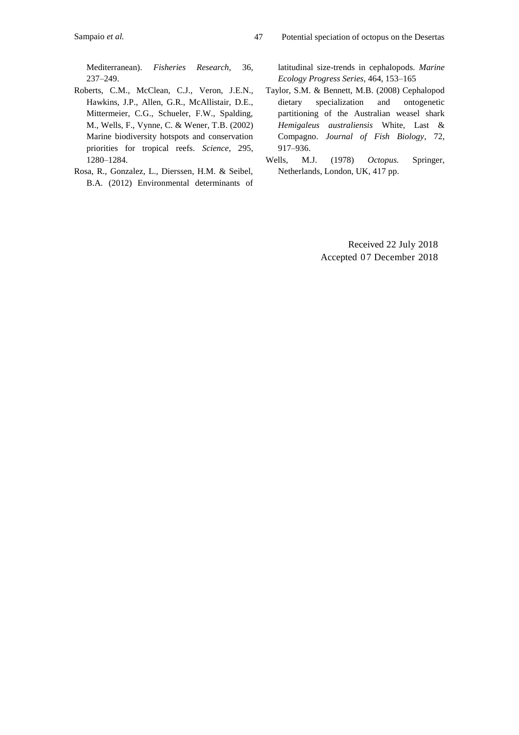Mediterranean). *Fisheries Research*, 36, 237–249.

Roberts, C.M., McClean, C.J., Veron, J.E.N., Hawkins, J.P., Allen, G.R., McAllistair, D.E., Mittermeier, C.G., Schueler, F.W., Spalding, M., Wells, F., Vynne, C. & Wener, T.B. (2002) Marine biodiversity hotspots and conservation priorities for tropical reefs. *Science*, 295, 1280–1284.

Rosa, R., Gonzalez, L., Dierssen, H.M. & Seibel, B.A. (2012) Environmental determinants of latitudinal size-trends in cephalopods. *Marine Ecology Progress Series*, 464, 153–165

Taylor, S.M. & Bennett, M.B. (2008) Cephalopod dietary specialization and ontogenetic partitioning of the Australian weasel shark *Hemigaleus australiensis* White, Last & Compagno. *Journal of Fish Biology*, 72, 917–936.

Wells, M.J. (1978) *Octopus.* Springer, Netherlands, London, UK, 417 pp.

Received 22 July 2018
Accepted 07 December 2018